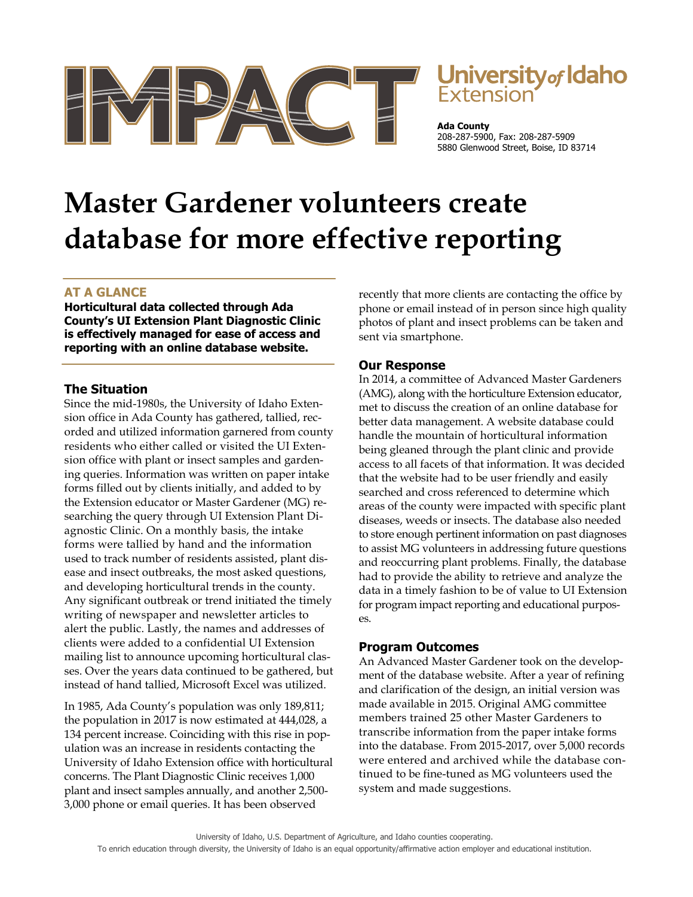IMPACT

University *of* Idaho Extension

**Ada County**
208-287-5900, Fax: 208-287-5909
5880 Glenwood Street, Boise, ID 83714

# Master Gardener volunteers create database for more effective reporting

## AT A GLANCE

**Horticultural data collected through Ada County's UI Extension Plant Diagnostic Clinic is effectively managed for ease of access and reporting with an online database website.**

## The Situation

Since the mid-1980s, the University of Idaho Extension office in Ada County has gathered, tallied, recorded and utilized information garnered from county residents who either called or visited the UI Extension office with plant or insect samples and gardening queries. Information was written on paper intake forms filled out by clients initially, and added to by the Extension educator or Master Gardener (MG) researching the query through UI Extension Plant Diagnostic Clinic. On a monthly basis, the intake forms were tallied by hand and the information used to track number of residents assisted, plant disease and insect outbreaks, the most asked questions, and developing horticultural trends in the county. Any significant outbreak or trend initiated the timely writing of newspaper and newsletter articles to alert the public. Lastly, the names and addresses of clients were added to a confidential UI Extension mailing list to announce upcoming horticultural classes. Over the years data continued to be gathered, but instead of hand tallied, Microsoft Excel was utilized.

In 1985, Ada County's population was only 189,811; the population in 2017 is now estimated at 444,028, a 134 percent increase. Coinciding with this rise in population was an increase in residents contacting the University of Idaho Extension office with horticultural concerns. The Plant Diagnostic Clinic receives 1,000 plant and insect samples annually, and another 2,500-3,000 phone or email queries. It has been observed recently that more clients are contacting the office by phone or email instead of in person since high quality photos of plant and insect problems can be taken and sent via smartphone.

## Our Response

In 2014, a committee of Advanced Master Gardeners (AMG), along with the horticulture Extension educator, met to discuss the creation of an online database for better data management. A website database could handle the mountain of horticultural information being gleaned through the plant clinic and provide access to all facets of that information. It was decided that the website had to be user friendly and easily searched and cross referenced to determine which areas of the county were impacted with specific plant diseases, weeds or insects. The database also needed to store enough pertinent information on past diagnoses to assist MG volunteers in addressing future questions and reoccurring plant problems. Finally, the database had to provide the ability to retrieve and analyze the data in a timely fashion to be of value to UI Extension for program impact reporting and educational purposes.

## Program Outcomes

An Advanced Master Gardener took on the development of the database website. After a year of refining and clarification of the design, an initial version was made available in 2015. Original AMG committee members trained 25 other Master Gardeners to transcribe information from the paper intake forms into the database. From 2015-2017, over 5,000 records were entered and archived while the database continued to be fine-tuned as MG volunteers used the system and made suggestions.

University of Idaho, U.S. Department of Agriculture, and Idaho counties cooperating.
To enrich education through diversity, the University of Idaho is an equal opportunity/affirmative action employer and educational institution.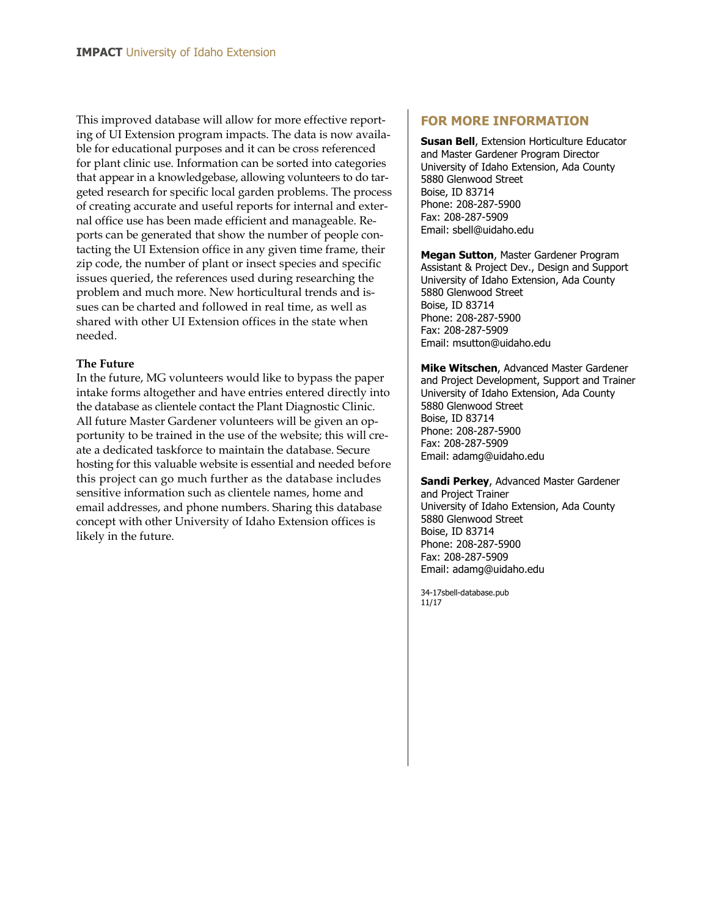This improved database will allow for more effective reporting of UI Extension program impacts. The data is now available for educational purposes and it can be cross referenced for plant clinic use. Information can be sorted into categories that appear in a knowledgebase, allowing volunteers to do targeted research for specific local garden problems. The process of creating accurate and useful reports for internal and external office use has been made efficient and manageable. Reports can be generated that show the number of people contacting the UI Extension office in any given time frame, their zip code, the number of plant or insect species and specific issues queried, the references used during researching the problem and much more. New horticultural trends and issues can be charted and followed in real time, as well as shared with other UI Extension offices in the state when needed.

**The Future**

In the future, MG volunteers would like to bypass the paper intake forms altogether and have entries entered directly into the database as clientele contact the Plant Diagnostic Clinic. All future Master Gardener volunteers will be given an opportunity to be trained in the use of the website; this will create a dedicated taskforce to maintain the database. Secure hosting for this valuable website is essential and needed before this project can go much further as the database includes sensitive information such as clientele names, home and email addresses, and phone numbers. Sharing this database concept with other University of Idaho Extension offices is likely in the future.

## FOR MORE INFORMATION

**Susan Bell**, Extension Horticulture Educator and Master Gardener Program Director
University of Idaho Extension, Ada County
5880 Glenwood Street
Boise, ID 83714
Phone: 208-287-5900
Fax: 208-287-5909
Email: sbell@uidaho.edu

**Megan Sutton**, Master Gardener Program Assistant & Project Dev., Design and Support
University of Idaho Extension, Ada County
5880 Glenwood Street
Boise, ID 83714
Phone: 208-287-5900
Fax: 208-287-5909
Email: msutton@uidaho.edu

**Mike Witschen**, Advanced Master Gardener and Project Development, Support and Trainer
University of Idaho Extension, Ada County
5880 Glenwood Street
Boise, ID 83714
Phone: 208-287-5900
Fax: 208-287-5909
Email: adamg@uidaho.edu

**Sandi Perkey**, Advanced Master Gardener and Project Trainer
University of Idaho Extension, Ada County
5880 Glenwood Street
Boise, ID 83714
Phone: 208-287-5900
Fax: 208-287-5909
Email: adamg@uidaho.edu

34-17sbell-database.pub
11/17